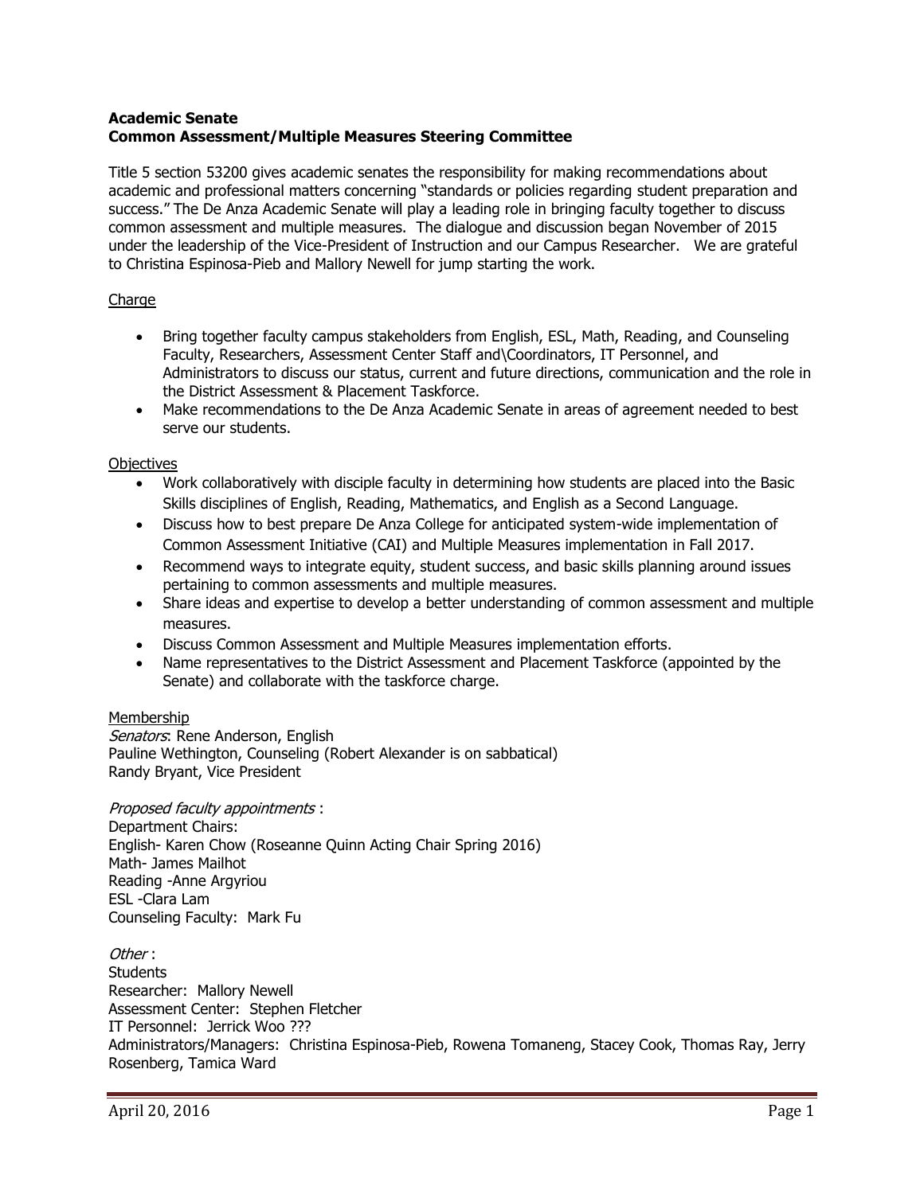**Academic Senate**
**Common Assessment/Multiple Measures Steering Committee**

Title 5 section 53200 gives academic senates the responsibility for making recommendations about academic and professional matters concerning "standards or policies regarding student preparation and success." The De Anza Academic Senate will play a leading role in bringing faculty together to discuss common assessment and multiple measures. The dialogue and discussion began November of 2015 under the leadership of the Vice-President of Instruction and our Campus Researcher. We are grateful to Christina Espinosa-Pieb and Mallory Newell for jump starting the work.

<u>Charge</u>

- Bring together faculty campus stakeholders from English, ESL, Math, Reading, and Counseling Faculty, Researchers, Assessment Center Staff and\Coordinators, IT Personnel, and Administrators to discuss our status, current and future directions, communication and the role in the District Assessment & Placement Taskforce.
- Make recommendations to the De Anza Academic Senate in areas of agreement needed to best serve our students.

<u>Objectives</u>

- Work collaboratively with disciple faculty in determining how students are placed into the Basic Skills disciplines of English, Reading, Mathematics, and English as a Second Language.
- Discuss how to best prepare De Anza College for anticipated system-wide implementation of Common Assessment Initiative (CAI) and Multiple Measures implementation in Fall 2017.
- Recommend ways to integrate equity, student success, and basic skills planning around issues pertaining to common assessments and multiple measures.
- Share ideas and expertise to develop a better understanding of common assessment and multiple measures.
- Discuss Common Assessment and Multiple Measures implementation efforts.
- Name representatives to the District Assessment and Placement Taskforce (appointed by the Senate) and collaborate with the taskforce charge.

<u>Membership</u>

*Senators*: Rene Anderson, English
Pauline Wethington, Counseling (Robert Alexander is on sabbatical)
Randy Bryant, Vice President

*Proposed faculty appointments* :
Department Chairs:
English- Karen Chow (Roseanne Quinn Acting Chair Spring 2016)
Math- James Mailhot
Reading -Anne Argyriou
ESL -Clara Lam
Counseling Faculty: Mark Fu

*Other* :
Students
Researcher: Mallory Newell
Assessment Center: Stephen Fletcher
IT Personnel: Jerrick Woo ???
Administrators/Managers: Christina Espinosa-Pieb, Rowena Tomaneng, Stacey Cook, Thomas Ray, Jerry Rosenberg, Tamica Ward

April 20, 2016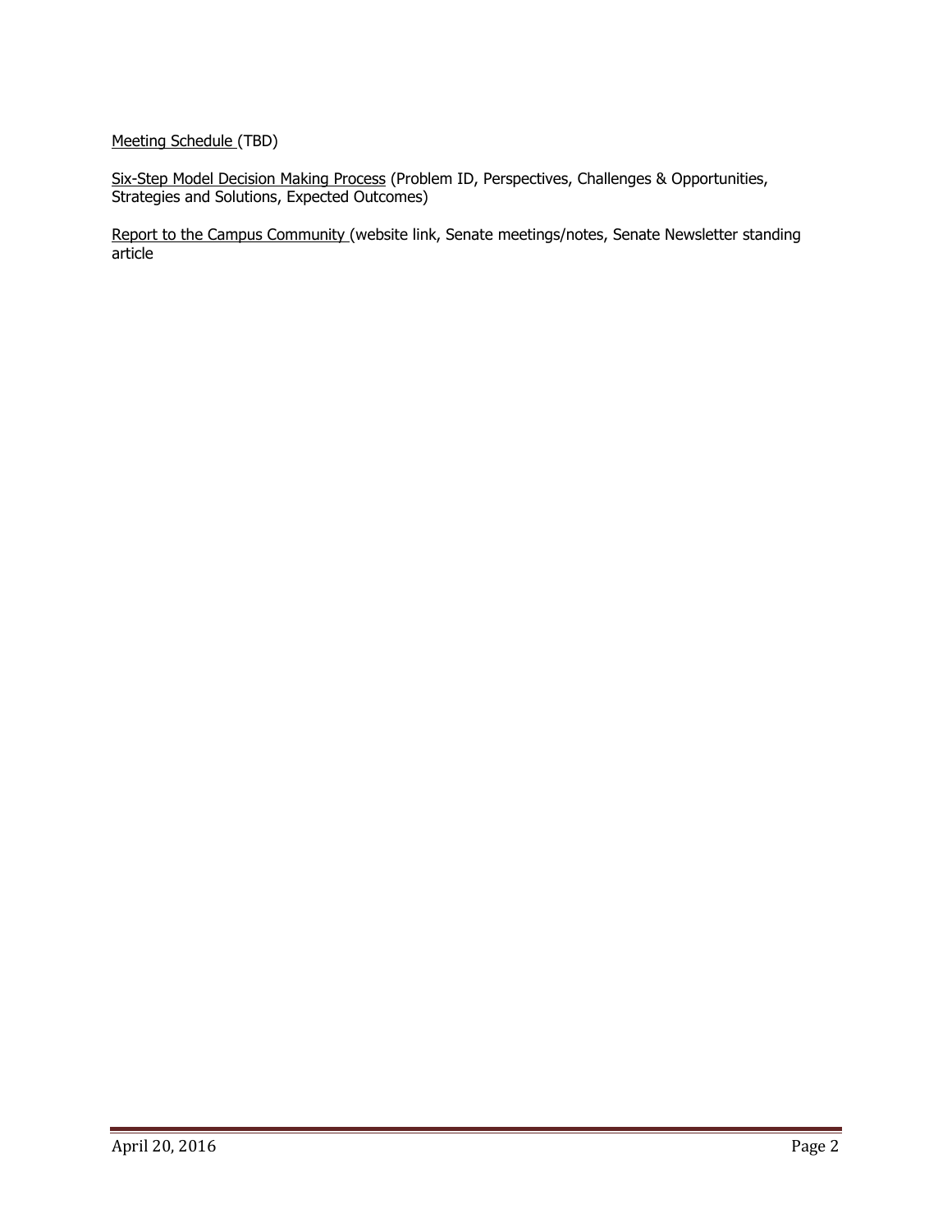<u>Meeting Schedule</u> (TBD)

<u>Six-Step Model Decision Making Process</u> (Problem ID, Perspectives, Challenges & Opportunities, Strategies and Solutions, Expected Outcomes)

<u>Report to the Campus Community</u> (website link, Senate meetings/notes, Senate Newsletter standing article